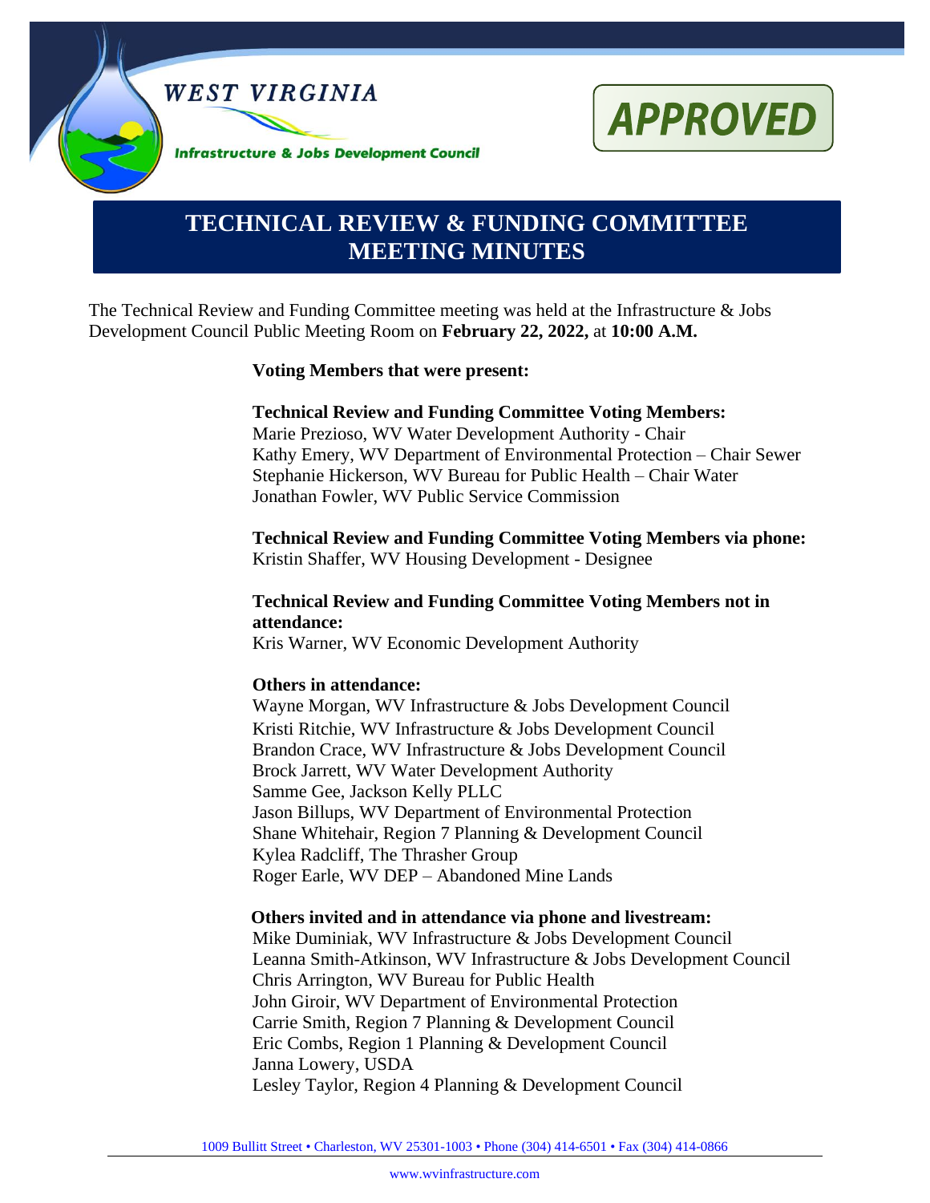WEST VIRGINIA

Infrastructure & Jobs Development Council

APPROVED

# TECHNICAL REVIEW & FUNDING COMMITTEE MEETING MINUTES

The Technical Review and Funding Committee meeting was held at the Infrastructure & Jobs Development Council Public Meeting Room on **February 22, 2022,** at **10:00 A.M.**

**Voting Members that were present:**

**Technical Review and Funding Committee Voting Members:**
Marie Prezioso, WV Water Development Authority - Chair
Kathy Emery, WV Department of Environmental Protection – Chair Sewer
Stephanie Hickerson, WV Bureau for Public Health – Chair Water
Jonathan Fowler, WV Public Service Commission

**Technical Review and Funding Committee Voting Members via phone:**
Kristin Shaffer, WV Housing Development - Designee

**Technical Review and Funding Committee Voting Members not in attendance:**
Kris Warner, WV Economic Development Authority

**Others in attendance:**
Wayne Morgan, WV Infrastructure & Jobs Development Council
Kristi Ritchie, WV Infrastructure & Jobs Development Council
Brandon Crace, WV Infrastructure & Jobs Development Council
Brock Jarrett, WV Water Development Authority
Samme Gee, Jackson Kelly PLLC
Jason Billups, WV Department of Environmental Protection
Shane Whitehair, Region 7 Planning & Development Council
Kylea Radcliff, The Thrasher Group
Roger Earle, WV DEP – Abandoned Mine Lands

**Others invited and in attendance via phone and livestream:**
Mike Duminiak, WV Infrastructure & Jobs Development Council
Leanna Smith-Atkinson, WV Infrastructure & Jobs Development Council
Chris Arrington, WV Bureau for Public Health
John Giroir, WV Department of Environmental Protection
Carrie Smith, Region 7 Planning & Development Council
Eric Combs, Region 1 Planning & Development Council
Janna Lowery, USDA
Lesley Taylor, Region 4 Planning & Development Council

1009 Bullitt Street • Charleston, WV 25301-1003 • Phone (304) 414-6501 • Fax (304) 414-0866

www.wvinfrastructure.com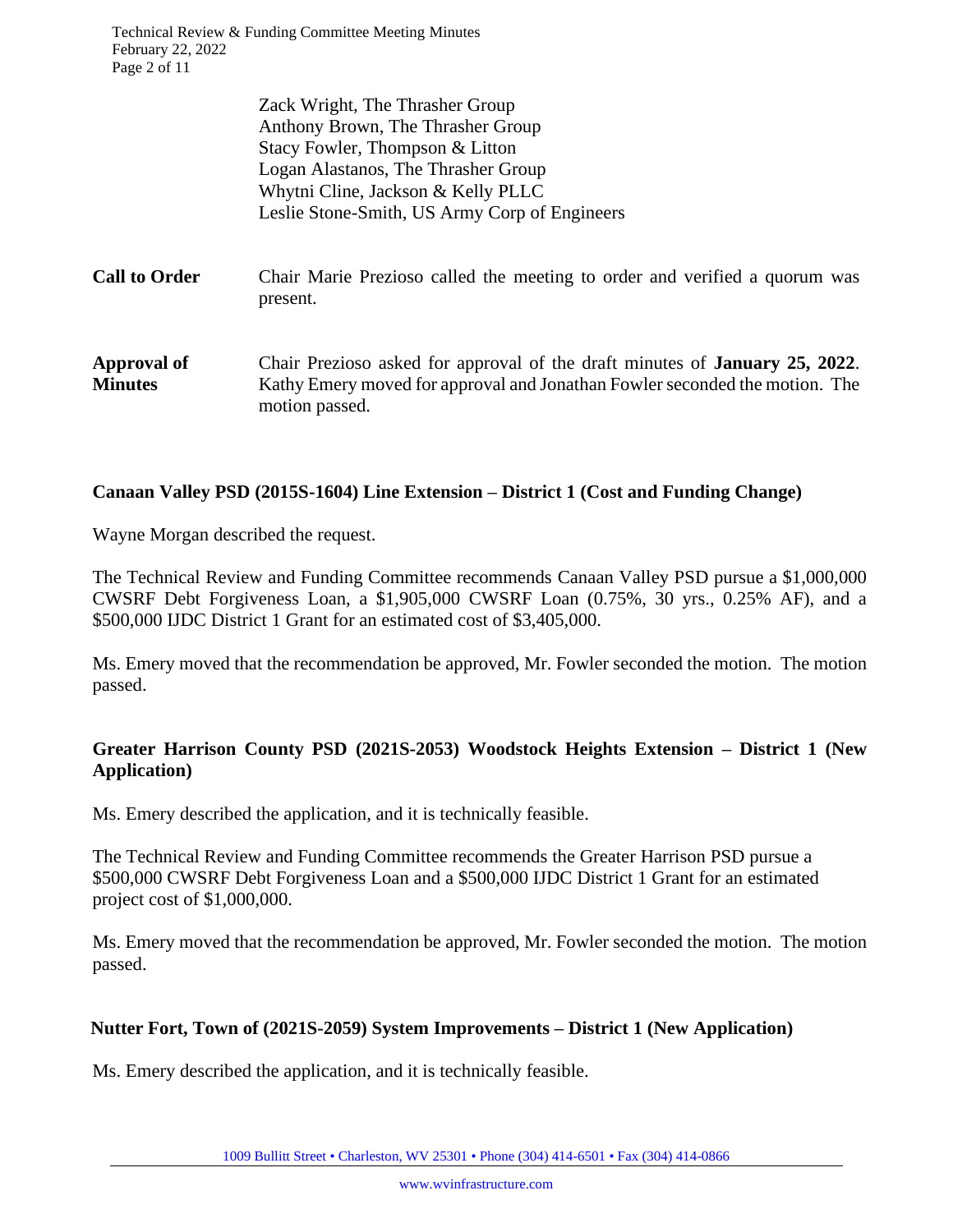Zack Wright, The Thrasher Group
Anthony Brown, The Thrasher Group
Stacy Fowler, Thompson & Litton
Logan Alastanos, The Thrasher Group
Whytni Cline, Jackson & Kelly PLLC
Leslie Stone-Smith, US Army Corp of Engineers

**Call to Order** Chair Marie Prezioso called the meeting to order and verified a quorum was present.

**Approval of Minutes** Chair Prezioso asked for approval of the draft minutes of **January 25, 2022**. Kathy Emery moved for approval and Jonathan Fowler seconded the motion. The motion passed.

**Canaan Valley PSD (2015S-1604) Line Extension – District 1 (Cost and Funding Change)**

Wayne Morgan described the request.

The Technical Review and Funding Committee recommends Canaan Valley PSD pursue a $1,000,000 CWSRF Debt Forgiveness Loan, a $1,905,000 CWSRF Loan (0.75%, 30 yrs., 0.25% AF), and a $500,000 IJDC District 1 Grant for an estimated cost of $3,405,000.

Ms. Emery moved that the recommendation be approved, Mr. Fowler seconded the motion. The motion passed.

**Greater Harrison County PSD (2021S-2053) Woodstock Heights Extension – District 1 (New Application)**

Ms. Emery described the application, and it is technically feasible.

The Technical Review and Funding Committee recommends the Greater Harrison PSD pursue a $500,000 CWSRF Debt Forgiveness Loan and a $500,000 IJDC District 1 Grant for an estimated project cost of $1,000,000.

Ms. Emery moved that the recommendation be approved, Mr. Fowler seconded the motion. The motion passed.

**Nutter Fort, Town of (2021S-2059) System Improvements – District 1 (New Application)**

Ms. Emery described the application, and it is technically feasible.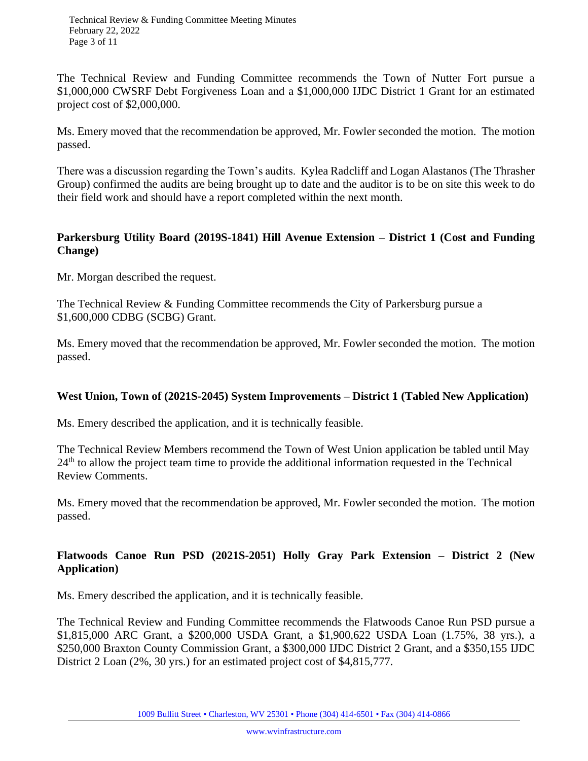The Technical Review and Funding Committee recommends the Town of Nutter Fort pursue a $1,000,000 CWSRF Debt Forgiveness Loan and a $1,000,000 IJDC District 1 Grant for an estimated project cost of $2,000,000.

Ms. Emery moved that the recommendation be approved, Mr. Fowler seconded the motion. The motion passed.

There was a discussion regarding the Town's audits. Kylea Radcliff and Logan Alastanos (The Thrasher Group) confirmed the audits are being brought up to date and the auditor is to be on site this week to do their field work and should have a report completed within the next month.

**Parkersburg Utility Board (2019S-1841) Hill Avenue Extension – District 1 (Cost and Funding Change)**

Mr. Morgan described the request.

The Technical Review & Funding Committee recommends the City of Parkersburg pursue a $1,600,000 CDBG (SCBG) Grant.

Ms. Emery moved that the recommendation be approved, Mr. Fowler seconded the motion. The motion passed.

**West Union, Town of (2021S-2045) System Improvements – District 1 (Tabled New Application)**

Ms. Emery described the application, and it is technically feasible.

The Technical Review Members recommend the Town of West Union application be tabled until May 24th to allow the project team time to provide the additional information requested in the Technical Review Comments.

Ms. Emery moved that the recommendation be approved, Mr. Fowler seconded the motion. The motion passed.

**Flatwoods Canoe Run PSD (2021S-2051) Holly Gray Park Extension – District 2 (New Application)**

Ms. Emery described the application, and it is technically feasible.

The Technical Review and Funding Committee recommends the Flatwoods Canoe Run PSD pursue a $1,815,000 ARC Grant, a $200,000 USDA Grant, a $1,900,622 USDA Loan (1.75%, 38 yrs.), a $250,000 Braxton County Commission Grant, a $300,000 IJDC District 2 Grant, and a $350,155 IJDC District 2 Loan (2%, 30 yrs.) for an estimated project cost of $4,815,777.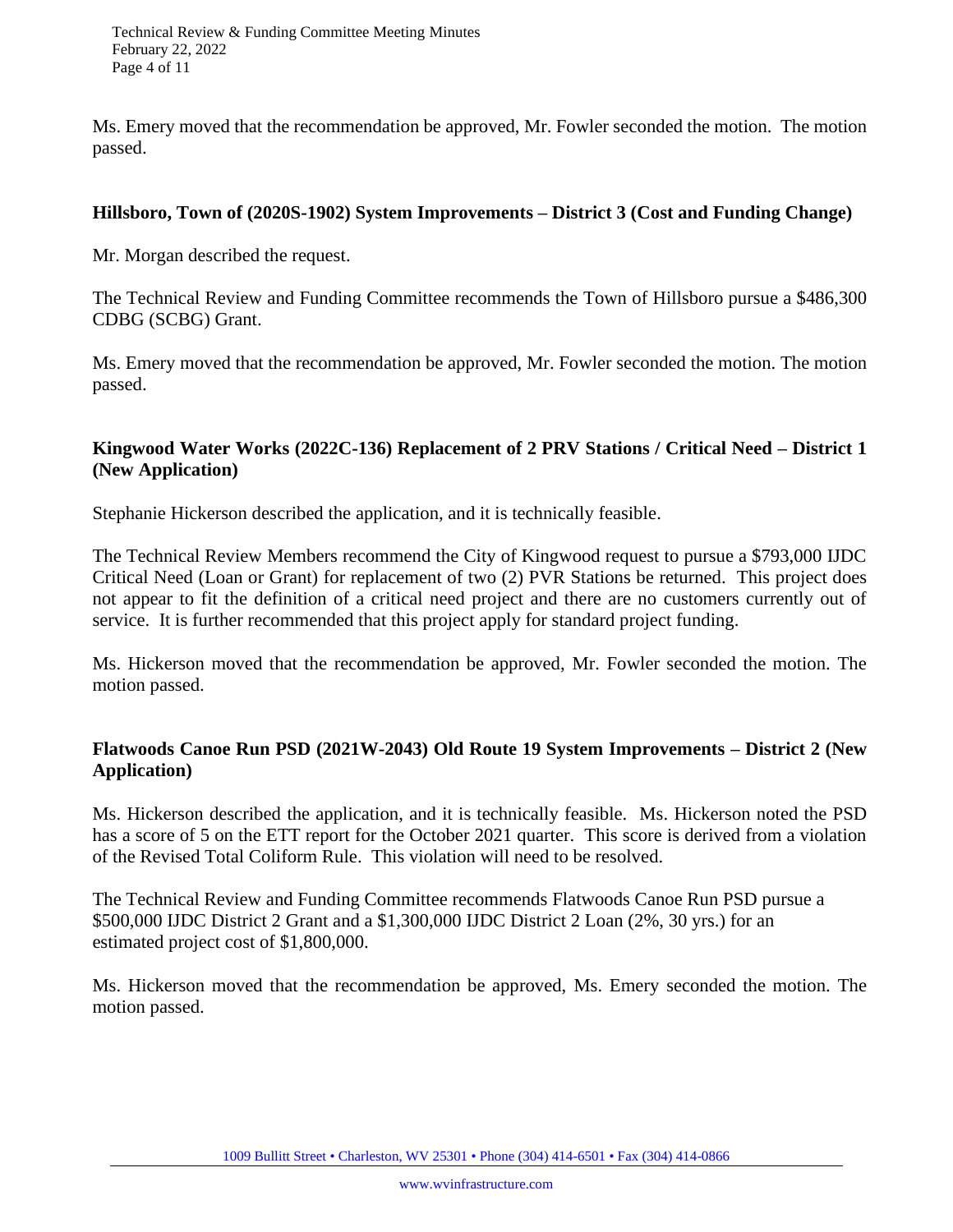Ms. Emery moved that the recommendation be approved, Mr. Fowler seconded the motion. The motion passed.

**Hillsboro, Town of (2020S-1902) System Improvements – District 3 (Cost and Funding Change)**

Mr. Morgan described the request.

The Technical Review and Funding Committee recommends the Town of Hillsboro pursue a $486,300 CDBG (SCBG) Grant.

Ms. Emery moved that the recommendation be approved, Mr. Fowler seconded the motion. The motion passed.

**Kingwood Water Works (2022C-136) Replacement of 2 PRV Stations / Critical Need – District 1 (New Application)**

Stephanie Hickerson described the application, and it is technically feasible.

The Technical Review Members recommend the City of Kingwood request to pursue a $793,000 IJDC Critical Need (Loan or Grant) for replacement of two (2) PVR Stations be returned. This project does not appear to fit the definition of a critical need project and there are no customers currently out of service. It is further recommended that this project apply for standard project funding.

Ms. Hickerson moved that the recommendation be approved, Mr. Fowler seconded the motion. The motion passed.

**Flatwoods Canoe Run PSD (2021W-2043) Old Route 19 System Improvements – District 2 (New Application)**

Ms. Hickerson described the application, and it is technically feasible. Ms. Hickerson noted the PSD has a score of 5 on the ETT report for the October 2021 quarter. This score is derived from a violation of the Revised Total Coliform Rule. This violation will need to be resolved.

The Technical Review and Funding Committee recommends Flatwoods Canoe Run PSD pursue a $500,000 IJDC District 2 Grant and a $1,300,000 IJDC District 2 Loan (2%, 30 yrs.) for an estimated project cost of $1,800,000.

Ms. Hickerson moved that the recommendation be approved, Ms. Emery seconded the motion. The motion passed.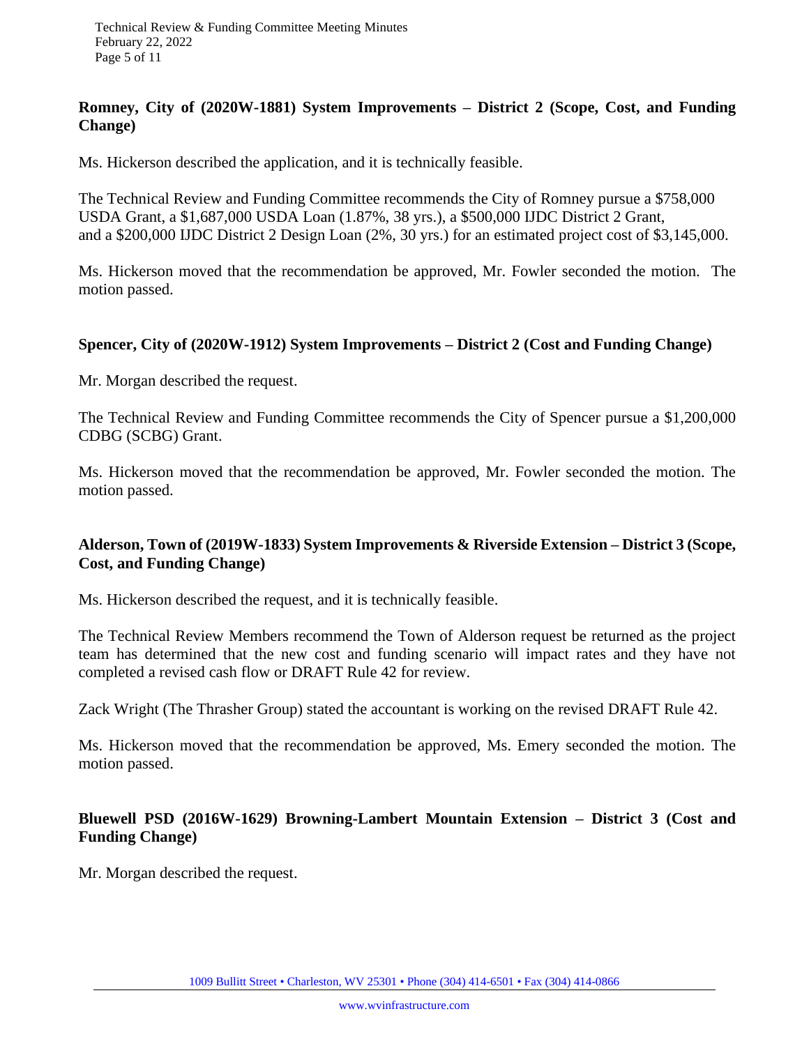### Romney, City of (2020W-1881) System Improvements – District 2 (Scope, Cost, and Funding Change)

Ms. Hickerson described the application, and it is technically feasible.

The Technical Review and Funding Committee recommends the City of Romney pursue a $758,000 USDA Grant, a $1,687,000 USDA Loan (1.87%, 38 yrs.), a $500,000 IJDC District 2 Grant, and a $200,000 IJDC District 2 Design Loan (2%, 30 yrs.) for an estimated project cost of $3,145,000.

Ms. Hickerson moved that the recommendation be approved, Mr. Fowler seconded the motion. The motion passed.

### Spencer, City of (2020W-1912) System Improvements – District 2 (Cost and Funding Change)

Mr. Morgan described the request.

The Technical Review and Funding Committee recommends the City of Spencer pursue a $1,200,000 CDBG (SCBG) Grant.

Ms. Hickerson moved that the recommendation be approved, Mr. Fowler seconded the motion. The motion passed.

### Alderson, Town of (2019W-1833) System Improvements & Riverside Extension – District 3 (Scope, Cost, and Funding Change)

Ms. Hickerson described the request, and it is technically feasible.

The Technical Review Members recommend the Town of Alderson request be returned as the project team has determined that the new cost and funding scenario will impact rates and they have not completed a revised cash flow or DRAFT Rule 42 for review.

Zack Wright (The Thrasher Group) stated the accountant is working on the revised DRAFT Rule 42.

Ms. Hickerson moved that the recommendation be approved, Ms. Emery seconded the motion. The motion passed.

### Bluewell PSD (2016W-1629) Browning-Lambert Mountain Extension – District 3 (Cost and Funding Change)

Mr. Morgan described the request.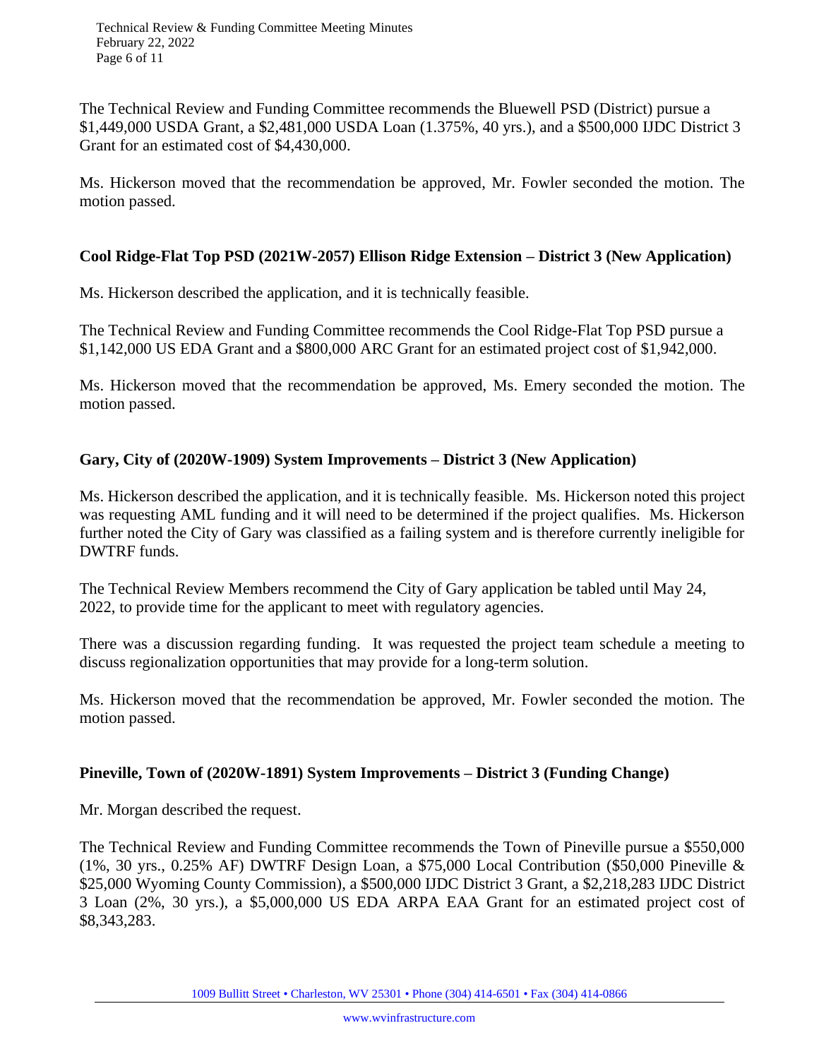The Technical Review and Funding Committee recommends the Bluewell PSD (District) pursue a $1,449,000 USDA Grant, a $2,481,000 USDA Loan (1.375%, 40 yrs.), and a $500,000 IJDC District 3 Grant for an estimated cost of $4,430,000.

Ms. Hickerson moved that the recommendation be approved, Mr. Fowler seconded the motion. The motion passed.

**Cool Ridge-Flat Top PSD (2021W-2057) Ellison Ridge Extension – District 3 (New Application)**

Ms. Hickerson described the application, and it is technically feasible.

The Technical Review and Funding Committee recommends the Cool Ridge-Flat Top PSD pursue a $1,142,000 US EDA Grant and a $800,000 ARC Grant for an estimated project cost of $1,942,000.

Ms. Hickerson moved that the recommendation be approved, Ms. Emery seconded the motion. The motion passed.

**Gary, City of (2020W-1909) System Improvements – District 3 (New Application)**

Ms. Hickerson described the application, and it is technically feasible. Ms. Hickerson noted this project was requesting AML funding and it will need to be determined if the project qualifies. Ms. Hickerson further noted the City of Gary was classified as a failing system and is therefore currently ineligible for DWTRF funds.

The Technical Review Members recommend the City of Gary application be tabled until May 24, 2022, to provide time for the applicant to meet with regulatory agencies.

There was a discussion regarding funding. It was requested the project team schedule a meeting to discuss regionalization opportunities that may provide for a long-term solution.

Ms. Hickerson moved that the recommendation be approved, Mr. Fowler seconded the motion. The motion passed.

**Pineville, Town of (2020W-1891) System Improvements – District 3 (Funding Change)**

Mr. Morgan described the request.

The Technical Review and Funding Committee recommends the Town of Pineville pursue a $550,000 (1%, 30 yrs., 0.25% AF) DWTRF Design Loan, a $75,000 Local Contribution ($50,000 Pineville & $25,000 Wyoming County Commission), a $500,000 IJDC District 3 Grant, a $2,218,283 IJDC District 3 Loan (2%, 30 yrs.), a $5,000,000 US EDA ARPA EAA Grant for an estimated project cost of $8,343,283.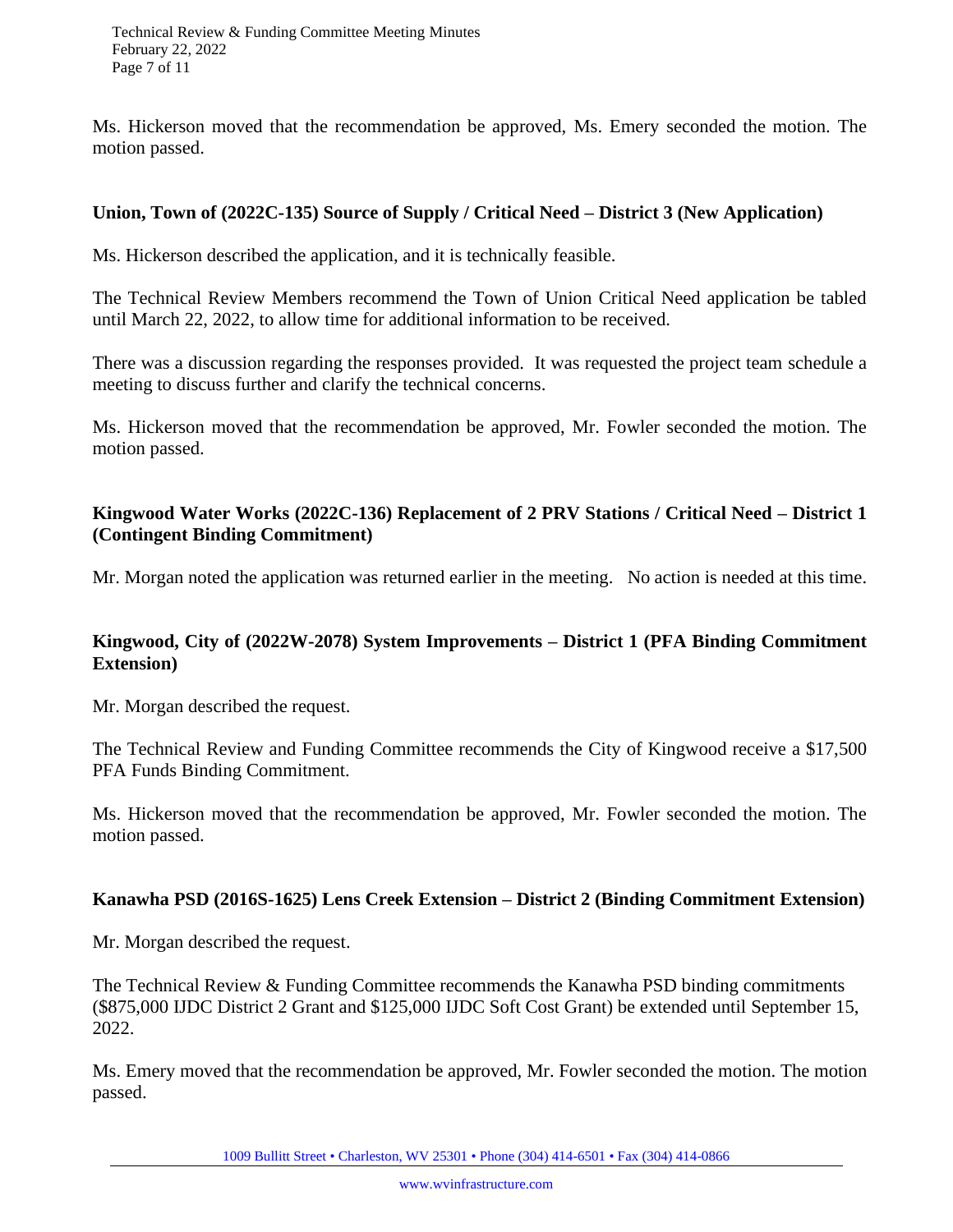Ms. Hickerson moved that the recommendation be approved, Ms. Emery seconded the motion. The motion passed.

**Union, Town of (2022C-135) Source of Supply / Critical Need – District 3 (New Application)**

Ms. Hickerson described the application, and it is technically feasible.

The Technical Review Members recommend the Town of Union Critical Need application be tabled until March 22, 2022, to allow time for additional information to be received.

There was a discussion regarding the responses provided. It was requested the project team schedule a meeting to discuss further and clarify the technical concerns.

Ms. Hickerson moved that the recommendation be approved, Mr. Fowler seconded the motion. The motion passed.

**Kingwood Water Works (2022C-136) Replacement of 2 PRV Stations / Critical Need – District 1 (Contingent Binding Commitment)**

Mr. Morgan noted the application was returned earlier in the meeting. No action is needed at this time.

**Kingwood, City of (2022W-2078) System Improvements – District 1 (PFA Binding Commitment Extension)**

Mr. Morgan described the request.

The Technical Review and Funding Committee recommends the City of Kingwood receive a $17,500 PFA Funds Binding Commitment.

Ms. Hickerson moved that the recommendation be approved, Mr. Fowler seconded the motion. The motion passed.

**Kanawha PSD (2016S-1625) Lens Creek Extension – District 2 (Binding Commitment Extension)**

Mr. Morgan described the request.

The Technical Review & Funding Committee recommends the Kanawha PSD binding commitments ($875,000 IJDC District 2 Grant and $125,000 IJDC Soft Cost Grant) be extended until September 15, 2022.

Ms. Emery moved that the recommendation be approved, Mr. Fowler seconded the motion. The motion passed.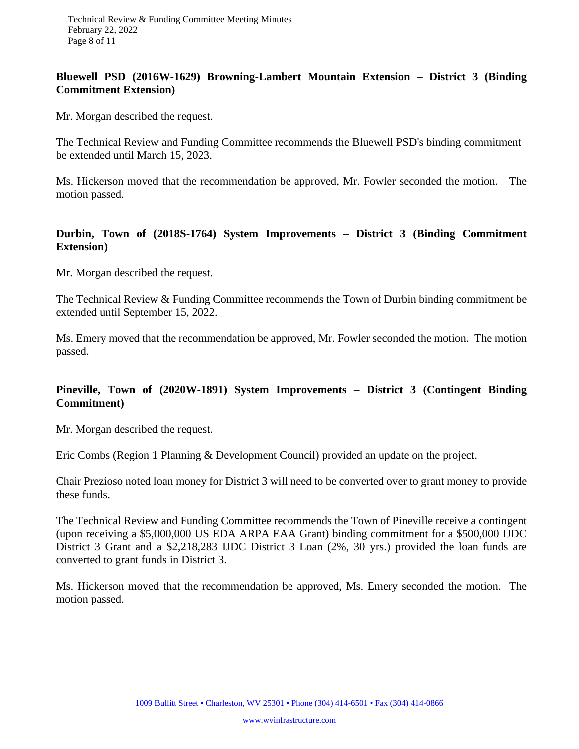**Bluewell PSD (2016W-1629) Browning-Lambert Mountain Extension – District 3 (Binding Commitment Extension)**

Mr. Morgan described the request.

The Technical Review and Funding Committee recommends the Bluewell PSD's binding commitment be extended until March 15, 2023.

Ms. Hickerson moved that the recommendation be approved, Mr. Fowler seconded the motion. The motion passed.

**Durbin, Town of (2018S-1764) System Improvements – District 3 (Binding Commitment Extension)**

Mr. Morgan described the request.

The Technical Review & Funding Committee recommends the Town of Durbin binding commitment be extended until September 15, 2022.

Ms. Emery moved that the recommendation be approved, Mr. Fowler seconded the motion. The motion passed.

**Pineville, Town of (2020W-1891) System Improvements – District 3 (Contingent Binding Commitment)**

Mr. Morgan described the request.

Eric Combs (Region 1 Planning & Development Council) provided an update on the project.

Chair Prezioso noted loan money for District 3 will need to be converted over to grant money to provide these funds.

The Technical Review and Funding Committee recommends the Town of Pineville receive a contingent (upon receiving a $5,000,000 US EDA ARPA EAA Grant) binding commitment for a $500,000 IJDC District 3 Grant and a $2,218,283 IJDC District 3 Loan (2%, 30 yrs.) provided the loan funds are converted to grant funds in District 3.

Ms. Hickerson moved that the recommendation be approved, Ms. Emery seconded the motion. The motion passed.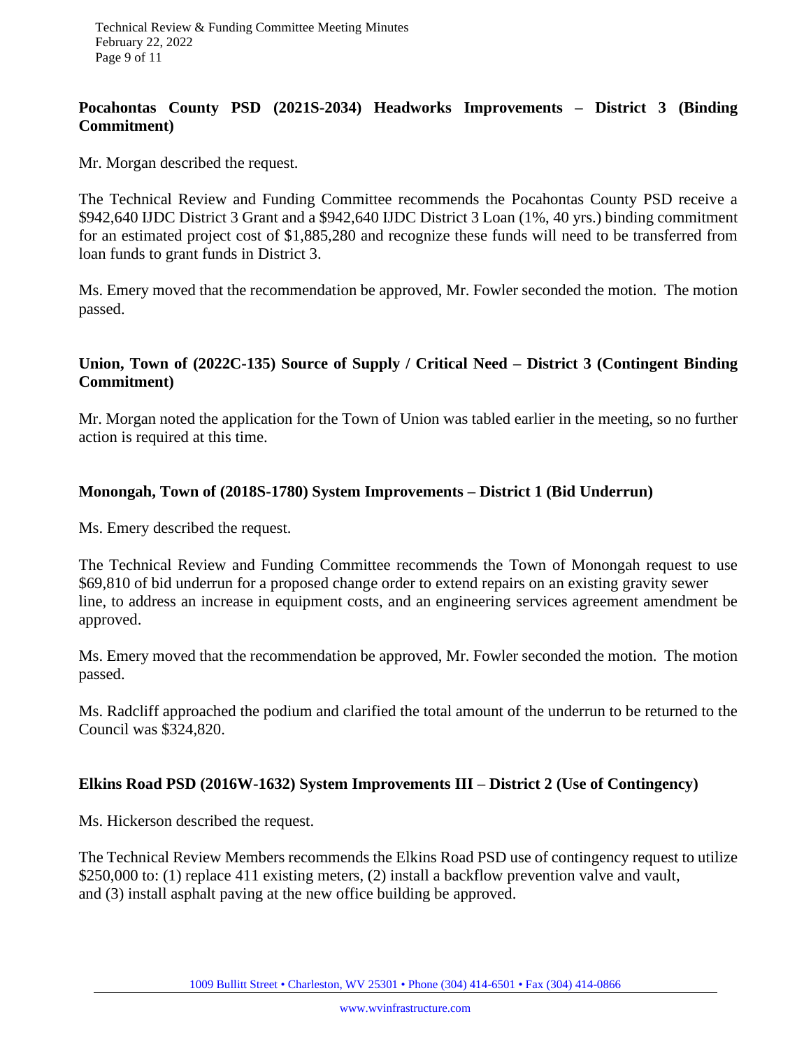**Pocahontas County PSD (2021S-2034) Headworks Improvements – District 3 (Binding Commitment)**

Mr. Morgan described the request.

The Technical Review and Funding Committee recommends the Pocahontas County PSD receive a $942,640 IJDC District 3 Grant and a $942,640 IJDC District 3 Loan (1%, 40 yrs.) binding commitment for an estimated project cost of $1,885,280 and recognize these funds will need to be transferred from loan funds to grant funds in District 3.

Ms. Emery moved that the recommendation be approved, Mr. Fowler seconded the motion. The motion passed.

**Union, Town of (2022C-135) Source of Supply / Critical Need – District 3 (Contingent Binding Commitment)**

Mr. Morgan noted the application for the Town of Union was tabled earlier in the meeting, so no further action is required at this time.

**Monongah, Town of (2018S-1780) System Improvements – District 1 (Bid Underrun)**

Ms. Emery described the request.

The Technical Review and Funding Committee recommends the Town of Monongah request to use $69,810 of bid underrun for a proposed change order to extend repairs on an existing gravity sewer line, to address an increase in equipment costs, and an engineering services agreement amendment be approved.

Ms. Emery moved that the recommendation be approved, Mr. Fowler seconded the motion. The motion passed.

Ms. Radcliff approached the podium and clarified the total amount of the underrun to be returned to the Council was $324,820.

**Elkins Road PSD (2016W-1632) System Improvements III – District 2 (Use of Contingency)**

Ms. Hickerson described the request.

The Technical Review Members recommends the Elkins Road PSD use of contingency request to utilize $250,000 to: (1) replace 411 existing meters, (2) install a backflow prevention valve and vault, and (3) install asphalt paving at the new office building be approved.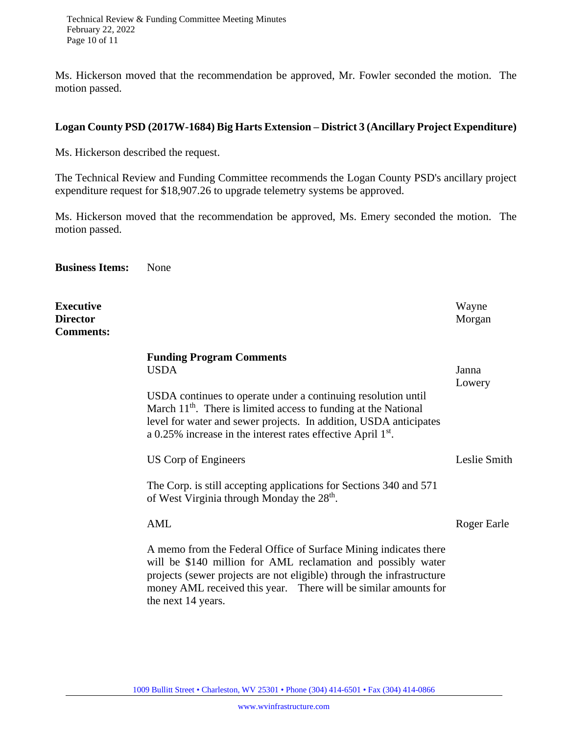Ms. Hickerson moved that the recommendation be approved, Mr. Fowler seconded the motion. The motion passed.

**Logan County PSD (2017W-1684) Big Harts Extension – District 3 (Ancillary Project Expenditure)**

Ms. Hickerson described the request.

The Technical Review and Funding Committee recommends the Logan County PSD's ancillary project expenditure request for $18,907.26 to upgrade telemetry systems be approved.

Ms. Hickerson moved that the recommendation be approved, Ms. Emery seconded the motion. The motion passed.

**Business Items:** None

**Executive Director Comments:** Wayne Morgan

**Funding Program Comments**

USDA — Janna Lowery

USDA continues to operate under a continuing resolution until March 11th. There is limited access to funding at the National level for water and sewer projects. In addition, USDA anticipates a 0.25% increase in the interest rates effective April 1st.

US Corp of Engineers — Leslie Smith

The Corp. is still accepting applications for Sections 340 and 571 of West Virginia through Monday the 28th.

AML — Roger Earle

A memo from the Federal Office of Surface Mining indicates there will be $140 million for AML reclamation and possibly water projects (sewer projects are not eligible) through the infrastructure money AML received this year. There will be similar amounts for the next 14 years.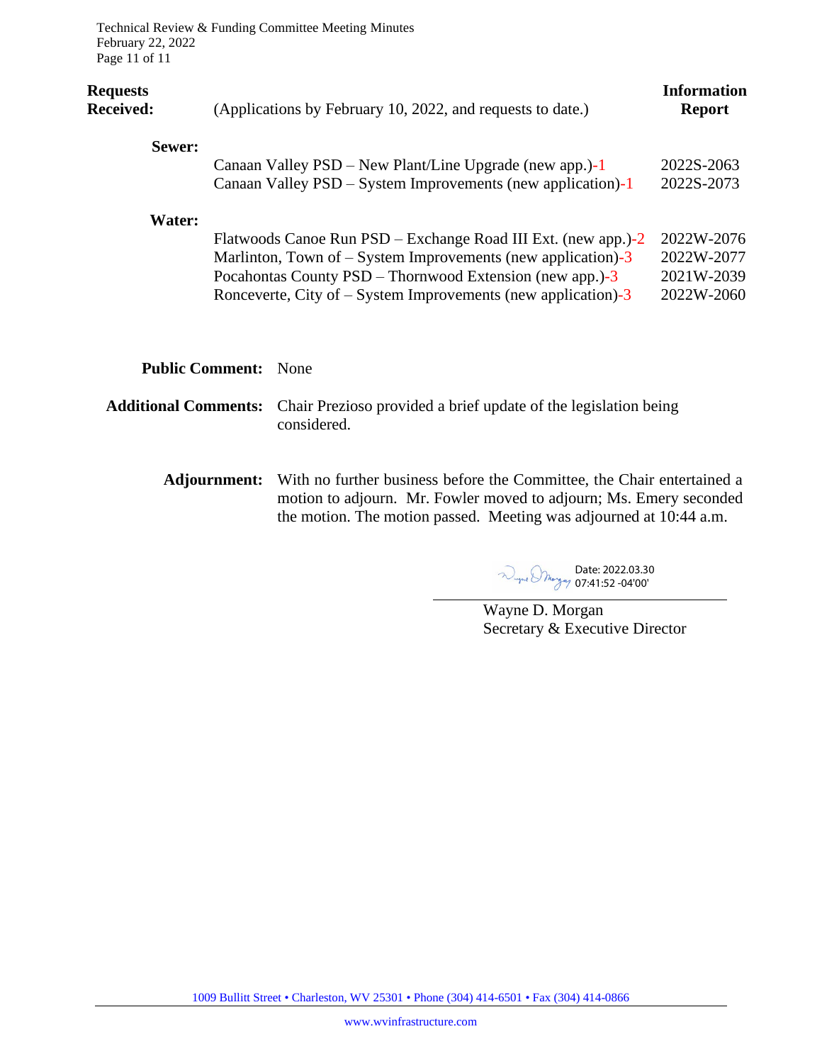| Requests Received: | (Applications by February 10, 2022, and requests to date.) | Information Report |
|---|---|---|
| **Sewer:** | | |
| | Canaan Valley PSD – New Plant/Line Upgrade (new app.)-1 | 2022S-2063 |
| | Canaan Valley PSD – System Improvements (new application)-1 | 2022S-2073 |
| **Water:** | | |
| | Flatwoods Canoe Run PSD – Exchange Road III Ext. (new app.)-2 | 2022W-2076 |
| | Marlinton, Town of – System Improvements (new application)-3 | 2022W-2077 |
| | Pocahontas County PSD – Thornwood Extension (new app.)-3 | 2021W-2039 |
| | Ronceverte, City of – System Improvements (new application)-3 | 2022W-2060 |

**Public Comment:** None

**Additional Comments:** Chair Prezioso provided a brief update of the legislation being considered.

**Adjournment:** With no further business before the Committee, the Chair entertained a motion to adjourn. Mr. Fowler moved to adjourn; Ms. Emery seconded the motion. The motion passed. Meeting was adjourned at 10:44 a.m.

Date: 2022.03.30 07:41:52 -04'00'

Wayne D. Morgan
Secretary & Executive Director

1009 Bullitt Street • Charleston, WV 25301 • Phone (304) 414-6501 • Fax (304) 414-0866

www.wvinfrastructure.com